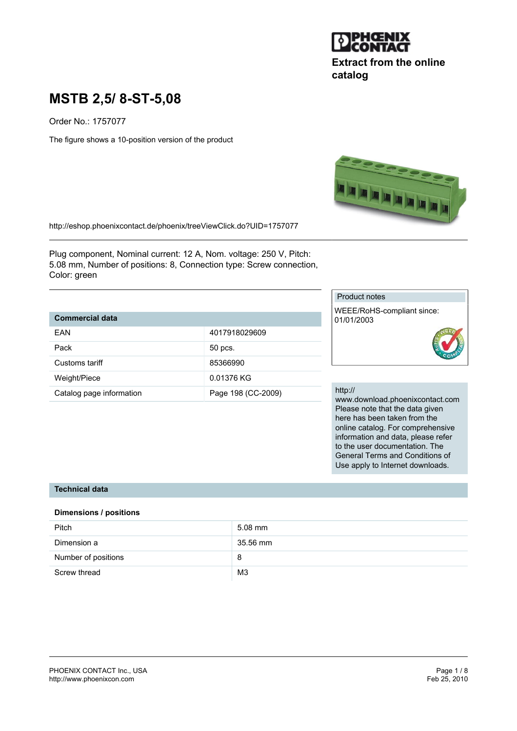Extract from the online catalog

# MSTB 2,5/ 8-ST-5,08

Order No.: 1757077

The figure shows a 10-position version of the product

http://eshop.phoenixcontact.de/phoenix/treeViewClick.do?UID=1757077

Plug component, Nominal current: 12 A, Nom. voltage: 250 V, Pitch: 5.08 mm, Number of positions: 8, Connection type: Screw connection, Color: green

| Commercial data | |
|---|---|
| EAN | 4017918029609 |
| Pack | 50 pcs. |
| Customs tariff | 85366990 |
| Weight/Piece | 0.01376 KG |
| Catalog page information | Page 198 (CC-2009) |

Product notes

WEEE/RoHS-compliant since: 01/01/2003

http://www.download.phoenixcontact.com
Please note that the data given here has been taken from the online catalog. For comprehensive information and data, please refer to the user documentation. The General Terms and Conditions of Use apply to Internet downloads.

## Technical data

### Dimensions / positions

| | |
|---|---|
| Pitch | 5.08 mm |
| Dimension a | 35.56 mm |
| Number of positions | 8 |
| Screw thread | M3 |

PHOENIX CONTACT Inc., USA
http://www.phoenixcon.com

Feb 25, 2010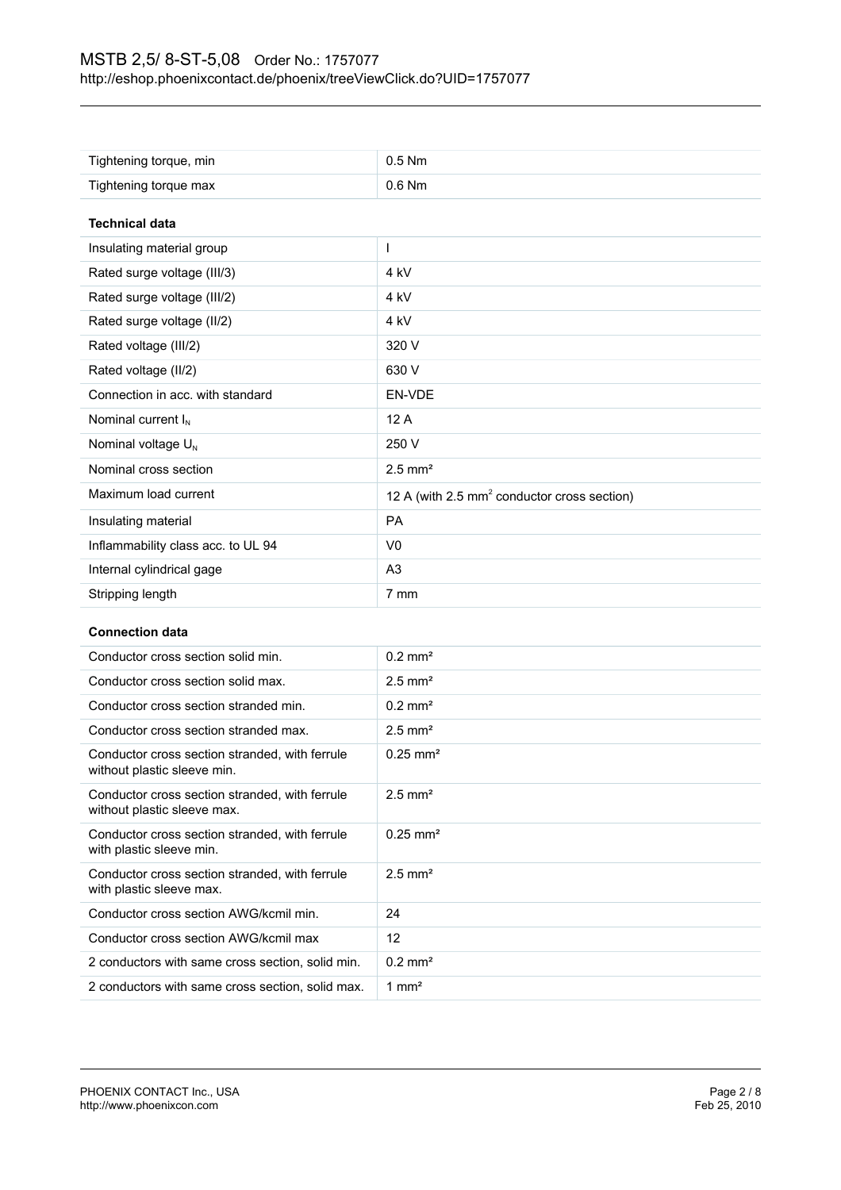| | |
|---|---|
| Tightening torque, min | 0.5 Nm |
| Tightening torque max | 0.6 Nm |

**Technical data**

| | |
|---|---|
| Insulating material group | I |
| Rated surge voltage (III/3) | 4 kV |
| Rated surge voltage (III/2) | 4 kV |
| Rated surge voltage (II/2) | 4 kV |
| Rated voltage (III/2) | 320 V |
| Rated voltage (II/2) | 630 V |
| Connection in acc. with standard | EN-VDE |
| Nominal current $I_N$ | 12 A |
| Nominal voltage $U_N$ | 250 V |
| Nominal cross section | 2.5 mm² |
| Maximum load current | 12 A (with 2.5 mm² conductor cross section) |
| Insulating material | PA |
| Inflammability class acc. to UL 94 | V0 |
| Internal cylindrical gage | A3 |
| Stripping length | 7 mm |

**Connection data**

| | |
|---|---|
| Conductor cross section solid min. | 0.2 mm² |
| Conductor cross section solid max. | 2.5 mm² |
| Conductor cross section stranded min. | 0.2 mm² |
| Conductor cross section stranded max. | 2.5 mm² |
| Conductor cross section stranded, with ferrule without plastic sleeve min. | 0.25 mm² |
| Conductor cross section stranded, with ferrule without plastic sleeve max. | 2.5 mm² |
| Conductor cross section stranded, with ferrule with plastic sleeve min. | 0.25 mm² |
| Conductor cross section stranded, with ferrule with plastic sleeve max. | 2.5 mm² |
| Conductor cross section AWG/kcmil min. | 24 |
| Conductor cross section AWG/kcmil max | 12 |
| 2 conductors with same cross section, solid min. | 0.2 mm² |
| 2 conductors with same cross section, solid max. | 1 mm² |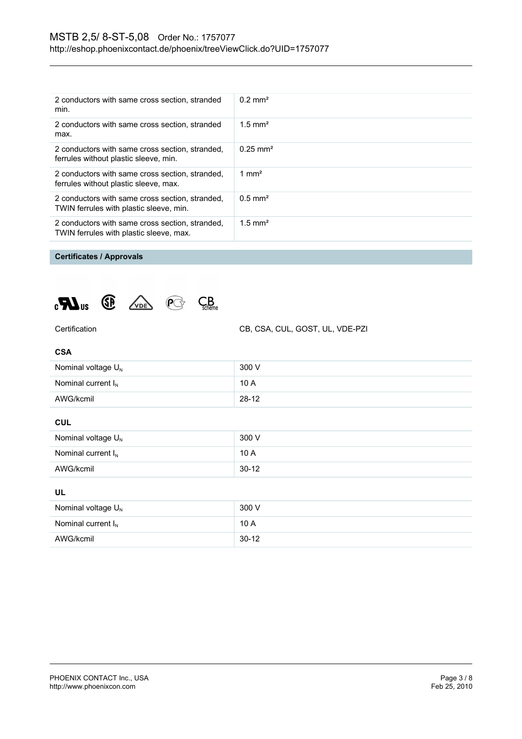| | |
|---|---|
| 2 conductors with same cross section, stranded min. | 0.2 mm² |
| 2 conductors with same cross section, stranded max. | 1.5 mm² |
| 2 conductors with same cross section, stranded, ferrules without plastic sleeve, min. | 0.25 mm² |
| 2 conductors with same cross section, stranded, ferrules without plastic sleeve, max. | 1 mm² |
| 2 conductors with same cross section, stranded, TWIN ferrules with plastic sleeve, min. | 0.5 mm² |
| 2 conductors with same cross section, stranded, TWIN ferrules with plastic sleeve, max. | 1.5 mm² |

## Certificates / Approvals

| | |
|---|---|
| Certification | CB, CSA, CUL, GOST, UL, VDE-PZI |

### CSA

| | |
|---|---|
| Nominal voltage $U_N$ | 300 V |
| Nominal current $I_N$ | 10 A |
| AWG/kcmil | 28-12 |

### CUL

| | |
|---|---|
| Nominal voltage $U_N$ | 300 V |
| Nominal current $I_N$ | 10 A |
| AWG/kcmil | 30-12 |

### UL

| | |
|---|---|
| Nominal voltage $U_N$ | 300 V |
| Nominal current $I_N$ | 10 A |
| AWG/kcmil | 30-12 |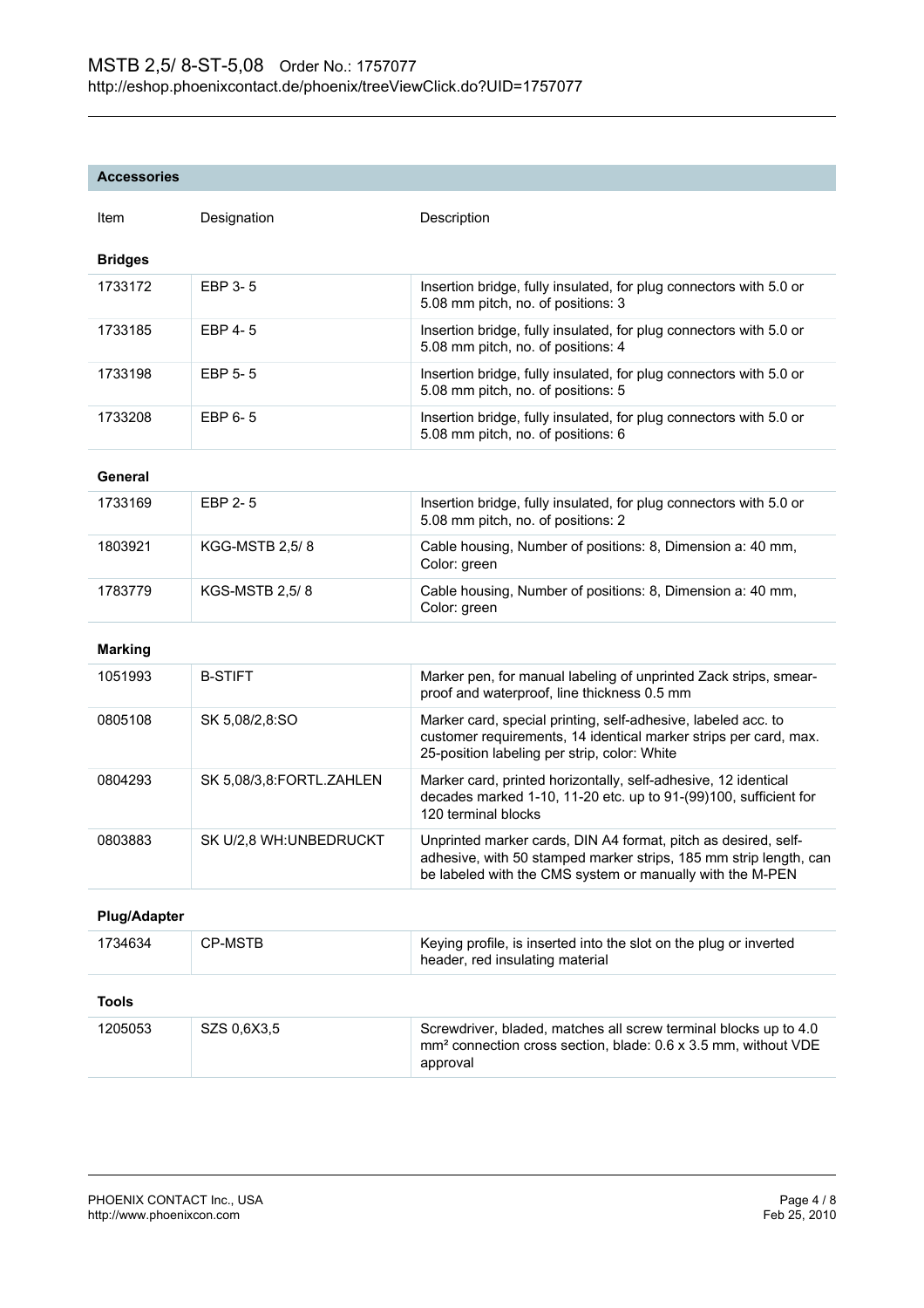## Accessories

| Item | Designation | Description |
|---|---|---|
| **Bridges** | | |
| 1733172 | EBP 3- 5 | Insertion bridge, fully insulated, for plug connectors with 5.0 or 5.08 mm pitch, no. of positions: 3 |
| 1733185 | EBP 4- 5 | Insertion bridge, fully insulated, for plug connectors with 5.0 or 5.08 mm pitch, no. of positions: 4 |
| 1733198 | EBP 5- 5 | Insertion bridge, fully insulated, for plug connectors with 5.0 or 5.08 mm pitch, no. of positions: 5 |
| 1733208 | EBP 6- 5 | Insertion bridge, fully insulated, for plug connectors with 5.0 or 5.08 mm pitch, no. of positions: 6 |
| **General** | | |
| 1733169 | EBP 2- 5 | Insertion bridge, fully insulated, for plug connectors with 5.0 or 5.08 mm pitch, no. of positions: 2 |
| 1803921 | KGG-MSTB 2,5/ 8 | Cable housing, Number of positions: 8, Dimension a: 40 mm, Color: green |
| 1783779 | KGS-MSTB 2,5/ 8 | Cable housing, Number of positions: 8, Dimension a: 40 mm, Color: green |
| **Marking** | | |
| 1051993 | B-STIFT | Marker pen, for manual labeling of unprinted Zack strips, smear-proof and waterproof, line thickness 0.5 mm |
| 0805108 | SK 5,08/2,8:SO | Marker card, special printing, self-adhesive, labeled acc. to customer requirements, 14 identical marker strips per card, max. 25-position labeling per strip, color: White |
| 0804293 | SK 5,08/3,8:FORTL.ZAHLEN | Marker card, printed horizontally, self-adhesive, 12 identical decades marked 1-10, 11-20 etc. up to 91-(99)100, sufficient for 120 terminal blocks |
| 0803883 | SK U/2,8 WH:UNBEDRUCKT | Unprinted marker cards, DIN A4 format, pitch as desired, self-adhesive, with 50 stamped marker strips, 185 mm strip length, can be labeled with the CMS system or manually with the M-PEN |
| **Plug/Adapter** | | |
| 1734634 | CP-MSTB | Keying profile, is inserted into the slot on the plug or inverted header, red insulating material |
| **Tools** | | |
| 1205053 | SZS 0,6X3,5 | Screwdriver, bladed, matches all screw terminal blocks up to 4.0 mm² connection cross section, blade: 0.6 x 3.5 mm, without VDE approval |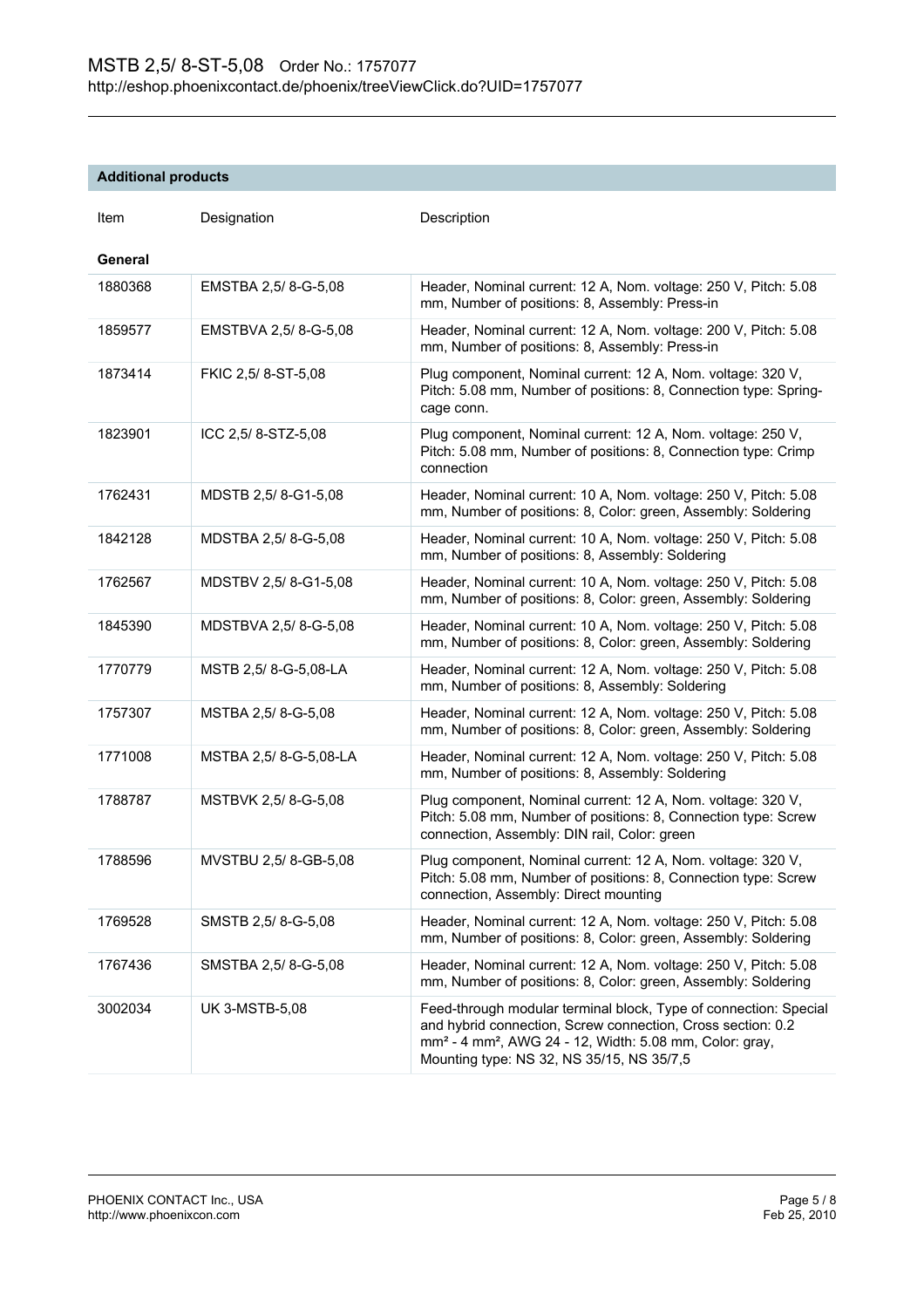## Additional products

| Item | Designation | Description |
| --- | --- | --- |
| **General** | | |
| 1880368 | EMSTBA 2,5/ 8-G-5,08 | Header, Nominal current: 12 A, Nom. voltage: 250 V, Pitch: 5.08 mm, Number of positions: 8, Assembly: Press-in |
| 1859577 | EMSTBVA 2,5/ 8-G-5,08 | Header, Nominal current: 12 A, Nom. voltage: 200 V, Pitch: 5.08 mm, Number of positions: 8, Assembly: Press-in |
| 1873414 | FKIC 2,5/ 8-ST-5,08 | Plug component, Nominal current: 12 A, Nom. voltage: 320 V, Pitch: 5.08 mm, Number of positions: 8, Connection type: Spring-cage conn. |
| 1823901 | ICC 2,5/ 8-STZ-5,08 | Plug component, Nominal current: 12 A, Nom. voltage: 250 V, Pitch: 5.08 mm, Number of positions: 8, Connection type: Crimp connection |
| 1762431 | MDSTB 2,5/ 8-G1-5,08 | Header, Nominal current: 10 A, Nom. voltage: 250 V, Pitch: 5.08 mm, Number of positions: 8, Color: green, Assembly: Soldering |
| 1842128 | MDSTBA 2,5/ 8-G-5,08 | Header, Nominal current: 10 A, Nom. voltage: 250 V, Pitch: 5.08 mm, Number of positions: 8, Assembly: Soldering |
| 1762567 | MDSTBV 2,5/ 8-G1-5,08 | Header, Nominal current: 10 A, Nom. voltage: 250 V, Pitch: 5.08 mm, Number of positions: 8, Color: green, Assembly: Soldering |
| 1845390 | MDSTBVA 2,5/ 8-G-5,08 | Header, Nominal current: 10 A, Nom. voltage: 250 V, Pitch: 5.08 mm, Number of positions: 8, Color: green, Assembly: Soldering |
| 1770779 | MSTB 2,5/ 8-G-5,08-LA | Header, Nominal current: 12 A, Nom. voltage: 250 V, Pitch: 5.08 mm, Number of positions: 8, Assembly: Soldering |
| 1757307 | MSTBA 2,5/ 8-G-5,08 | Header, Nominal current: 12 A, Nom. voltage: 250 V, Pitch: 5.08 mm, Number of positions: 8, Color: green, Assembly: Soldering |
| 1771008 | MSTBA 2,5/ 8-G-5,08-LA | Header, Nominal current: 12 A, Nom. voltage: 250 V, Pitch: 5.08 mm, Number of positions: 8, Assembly: Soldering |
| 1788787 | MSTBVK 2,5/ 8-G-5,08 | Plug component, Nominal current: 12 A, Nom. voltage: 320 V, Pitch: 5.08 mm, Number of positions: 8, Connection type: Screw connection, Assembly: DIN rail, Color: green |
| 1788596 | MVSTBU 2,5/ 8-GB-5,08 | Plug component, Nominal current: 12 A, Nom. voltage: 320 V, Pitch: 5.08 mm, Number of positions: 8, Connection type: Screw connection, Assembly: Direct mounting |
| 1769528 | SMSTB 2,5/ 8-G-5,08 | Header, Nominal current: 12 A, Nom. voltage: 250 V, Pitch: 5.08 mm, Number of positions: 8, Color: green, Assembly: Soldering |
| 1767436 | SMSTBA 2,5/ 8-G-5,08 | Header, Nominal current: 12 A, Nom. voltage: 250 V, Pitch: 5.08 mm, Number of positions: 8, Color: green, Assembly: Soldering |
| 3002034 | UK 3-MSTB-5,08 | Feed-through modular terminal block, Type of connection: Special and hybrid connection, Screw connection, Cross section: 0.2 mm² - 4 mm², AWG 24 - 12, Width: 5.08 mm, Color: gray, Mounting type: NS 32, NS 35/15, NS 35/7,5 |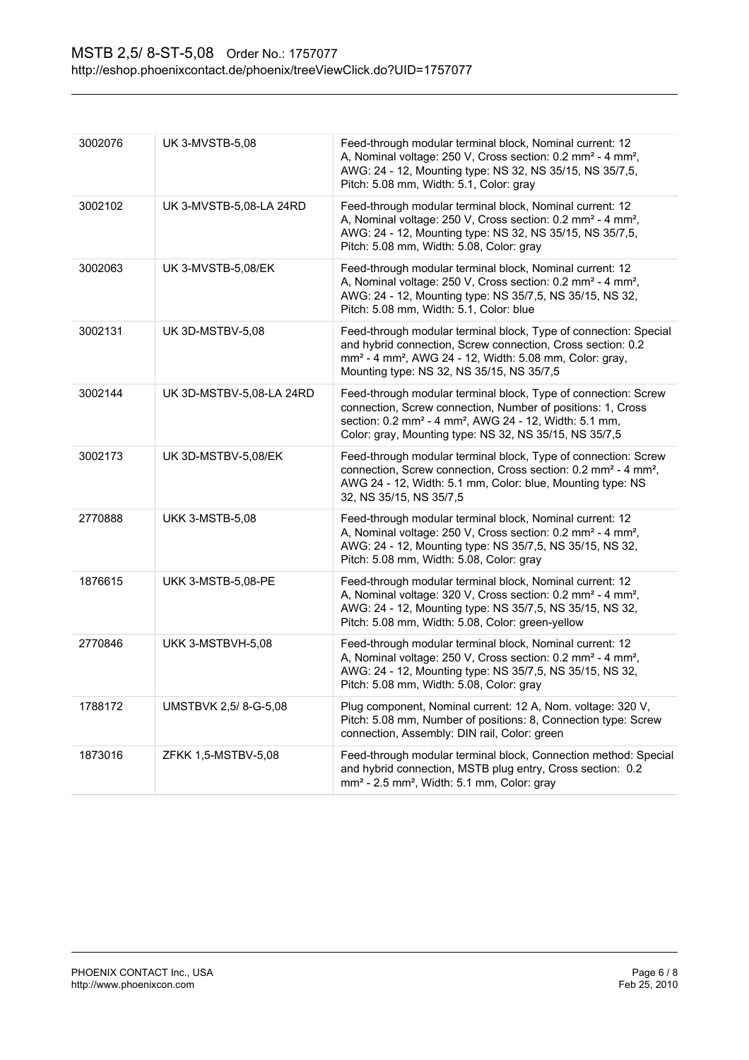| | | |
|---|---|---|
| 3002076 | UK 3-MVSTB-5,08 | Feed-through modular terminal block, Nominal current: 12 A, Nominal voltage: 250 V, Cross section: 0.2 mm² - 4 mm², AWG: 24 - 12, Mounting type: NS 32, NS 35/15, NS 35/7,5, Pitch: 5.08 mm, Width: 5.1, Color: gray |
| 3002102 | UK 3-MVSTB-5,08-LA 24RD | Feed-through modular terminal block, Nominal current: 12 A, Nominal voltage: 250 V, Cross section: 0.2 mm² - 4 mm², AWG: 24 - 12, Mounting type: NS 32, NS 35/15, NS 35/7,5, Pitch: 5.08 mm, Width: 5.08, Color: gray |
| 3002063 | UK 3-MVSTB-5,08/EK | Feed-through modular terminal block, Nominal current: 12 A, Nominal voltage: 250 V, Cross section: 0.2 mm² - 4 mm², AWG: 24 - 12, Mounting type: NS 35/7,5, NS 35/15, NS 32, Pitch: 5.08 mm, Width: 5.1, Color: blue |
| 3002131 | UK 3D-MSTBV-5,08 | Feed-through modular terminal block, Type of connection: Special and hybrid connection, Screw connection, Cross section: 0.2 mm² - 4 mm², AWG 24 - 12, Width: 5.08 mm, Color: gray, Mounting type: NS 32, NS 35/15, NS 35/7,5 |
| 3002144 | UK 3D-MSTBV-5,08-LA 24RD | Feed-through modular terminal block, Type of connection: Screw connection, Screw connection, Number of positions: 1, Cross section: 0.2 mm² - 4 mm², AWG 24 - 12, Width: 5.1 mm, Color: gray, Mounting type: NS 32, NS 35/15, NS 35/7,5 |
| 3002173 | UK 3D-MSTBV-5,08/EK | Feed-through modular terminal block, Type of connection: Screw connection, Screw connection, Cross section: 0.2 mm² - 4 mm², AWG 24 - 12, Width: 5.1 mm, Color: blue, Mounting type: NS 32, NS 35/15, NS 35/7,5 |
| 2770888 | UKK 3-MSTB-5,08 | Feed-through modular terminal block, Nominal current: 12 A, Nominal voltage: 250 V, Cross section: 0.2 mm² - 4 mm², AWG: 24 - 12, Mounting type: NS 35/7,5, NS 35/15, NS 32, Pitch: 5.08 mm, Width: 5.08, Color: gray |
| 1876615 | UKK 3-MSTB-5,08-PE | Feed-through modular terminal block, Nominal current: 12 A, Nominal voltage: 320 V, Cross section: 0.2 mm² - 4 mm², AWG: 24 - 12, Mounting type: NS 35/7,5, NS 35/15, NS 32, Pitch: 5.08 mm, Width: 5.08, Color: green-yellow |
| 2770846 | UKK 3-MSTBVH-5,08 | Feed-through modular terminal block, Nominal current: 12 A, Nominal voltage: 250 V, Cross section: 0.2 mm² - 4 mm², AWG: 24 - 12, Mounting type: NS 35/7,5, NS 35/15, NS 32, Pitch: 5.08 mm, Width: 5.08, Color: gray |
| 1788172 | UMSTBVK 2,5/ 8-G-5,08 | Plug component, Nominal current: 12 A, Nom. voltage: 320 V, Pitch: 5.08 mm, Number of positions: 8, Connection type: Screw connection, Assembly: DIN rail, Color: green |
| 1873016 | ZFKK 1,5-MSTBV-5,08 | Feed-through modular terminal block, Connection method: Special and hybrid connection, MSTB plug entry, Cross section: 0.2 mm² - 2.5 mm², Width: 5.1 mm, Color: gray |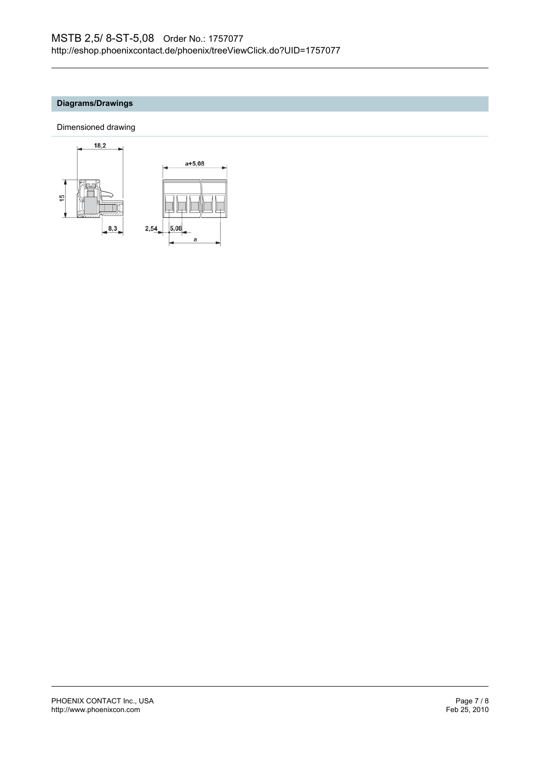## Diagrams/Drawings

Dimensioned drawing

18,2

15

8,3

a+5,08

2,54

5,08

a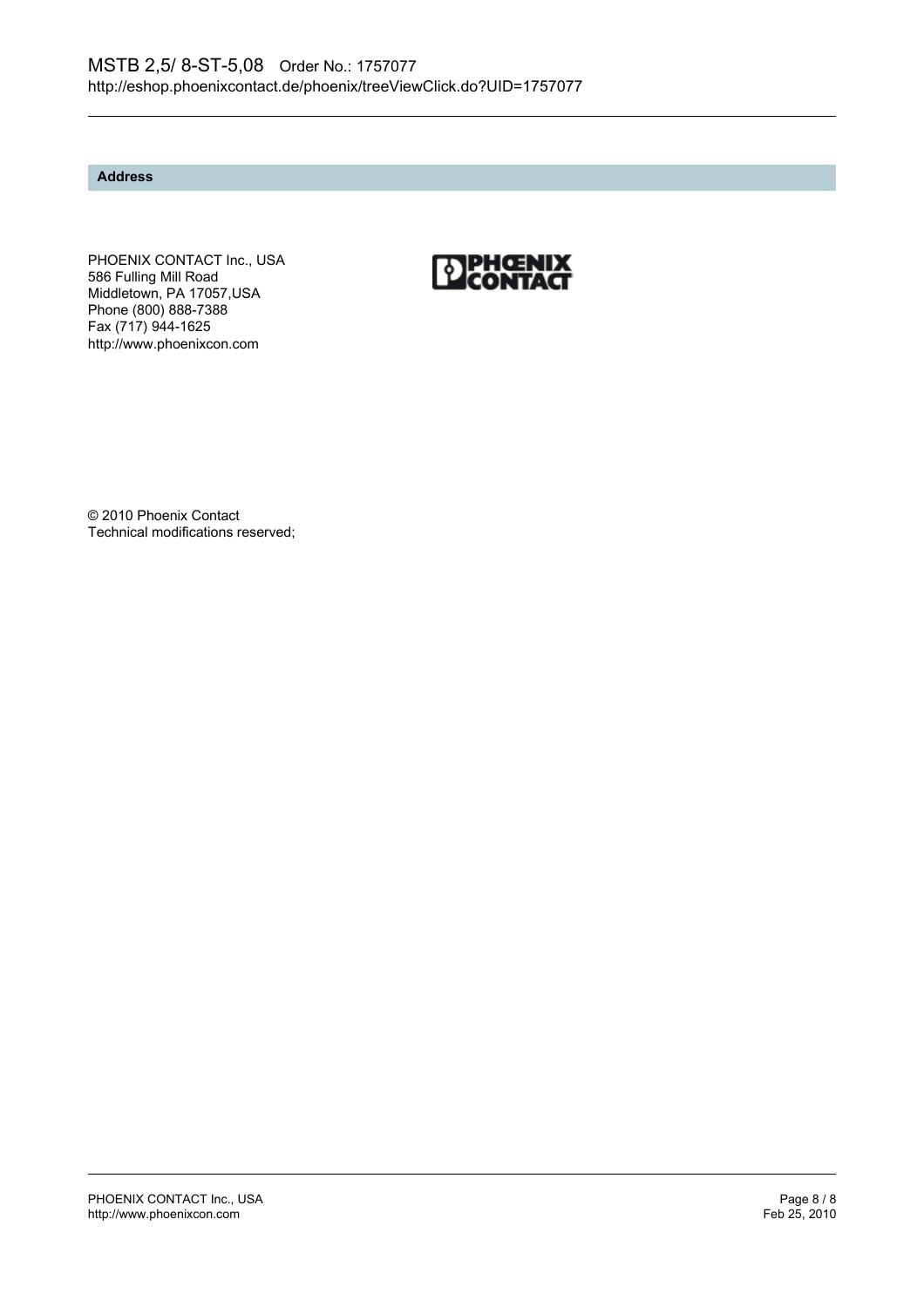## Address

PHOENIX CONTACT Inc., USA
586 Fulling Mill Road
Middletown, PA 17057,USA
Phone (800) 888-7388
Fax (717) 944-1625
http://www.phoenixcon.com

© 2010 Phoenix Contact
Technical modifications reserved;